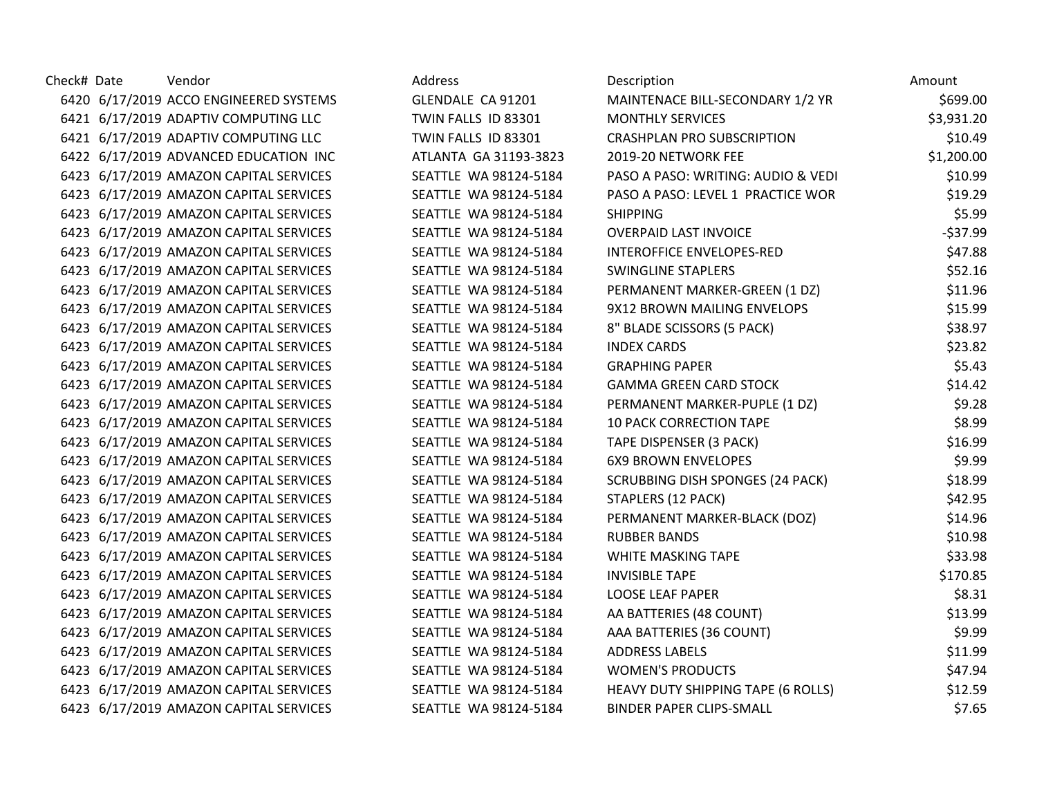| Check# | Date | Vendor | Address | Description | Amount |
|---|---|---|---|---|---|
| 6420 | 6/17/2019 | ACCO ENGINEERED SYSTEMS | GLENDALE CA 91201 | MAINTENACE BILL-SECONDARY 1/2 YR | $699.00 |
| 6421 | 6/17/2019 | ADAPTIV COMPUTING LLC | TWIN FALLS ID 83301 | MONTHLY SERVICES | $3,931.20 |
| 6421 | 6/17/2019 | ADAPTIV COMPUTING LLC | TWIN FALLS ID 83301 | CRASHPLAN PRO SUBSCRIPTION | $10.49 |
| 6422 | 6/17/2019 | ADVANCED EDUCATION INC | ATLANTA GA 31193-3823 | 2019-20 NETWORK FEE | $1,200.00 |
| 6423 | 6/17/2019 | AMAZON CAPITAL SERVICES | SEATTLE WA 98124-5184 | PASO A PASO: WRITING: AUDIO & VEDI | $10.99 |
| 6423 | 6/17/2019 | AMAZON CAPITAL SERVICES | SEATTLE WA 98124-5184 | PASO A PASO: LEVEL 1 PRACTICE WOR | $19.29 |
| 6423 | 6/17/2019 | AMAZON CAPITAL SERVICES | SEATTLE WA 98124-5184 | SHIPPING | $5.99 |
| 6423 | 6/17/2019 | AMAZON CAPITAL SERVICES | SEATTLE WA 98124-5184 | OVERPAID LAST INVOICE | -$37.99 |
| 6423 | 6/17/2019 | AMAZON CAPITAL SERVICES | SEATTLE WA 98124-5184 | INTEROFFICE ENVELOPES-RED | $47.88 |
| 6423 | 6/17/2019 | AMAZON CAPITAL SERVICES | SEATTLE WA 98124-5184 | SWINGLINE STAPLERS | $52.16 |
| 6423 | 6/17/2019 | AMAZON CAPITAL SERVICES | SEATTLE WA 98124-5184 | PERMANENT MARKER-GREEN (1 DZ) | $11.96 |
| 6423 | 6/17/2019 | AMAZON CAPITAL SERVICES | SEATTLE WA 98124-5184 | 9X12 BROWN MAILING ENVELOPS | $15.99 |
| 6423 | 6/17/2019 | AMAZON CAPITAL SERVICES | SEATTLE WA 98124-5184 | 8" BLADE SCISSORS (5 PACK) | $38.97 |
| 6423 | 6/17/2019 | AMAZON CAPITAL SERVICES | SEATTLE WA 98124-5184 | INDEX CARDS | $23.82 |
| 6423 | 6/17/2019 | AMAZON CAPITAL SERVICES | SEATTLE WA 98124-5184 | GRAPHING PAPER | $5.43 |
| 6423 | 6/17/2019 | AMAZON CAPITAL SERVICES | SEATTLE WA 98124-5184 | GAMMA GREEN CARD STOCK | $14.42 |
| 6423 | 6/17/2019 | AMAZON CAPITAL SERVICES | SEATTLE WA 98124-5184 | PERMANENT MARKER-PUPLE (1 DZ) | $9.28 |
| 6423 | 6/17/2019 | AMAZON CAPITAL SERVICES | SEATTLE WA 98124-5184 | 10 PACK CORRECTION TAPE | $8.99 |
| 6423 | 6/17/2019 | AMAZON CAPITAL SERVICES | SEATTLE WA 98124-5184 | TAPE DISPENSER (3 PACK) | $16.99 |
| 6423 | 6/17/2019 | AMAZON CAPITAL SERVICES | SEATTLE WA 98124-5184 | 6X9 BROWN ENVELOPES | $9.99 |
| 6423 | 6/17/2019 | AMAZON CAPITAL SERVICES | SEATTLE WA 98124-5184 | SCRUBBING DISH SPONGES (24 PACK) | $18.99 |
| 6423 | 6/17/2019 | AMAZON CAPITAL SERVICES | SEATTLE WA 98124-5184 | STAPLERS (12 PACK) | $42.95 |
| 6423 | 6/17/2019 | AMAZON CAPITAL SERVICES | SEATTLE WA 98124-5184 | PERMANENT MARKER-BLACK (DOZ) | $14.96 |
| 6423 | 6/17/2019 | AMAZON CAPITAL SERVICES | SEATTLE WA 98124-5184 | RUBBER BANDS | $10.98 |
| 6423 | 6/17/2019 | AMAZON CAPITAL SERVICES | SEATTLE WA 98124-5184 | WHITE MASKING TAPE | $33.98 |
| 6423 | 6/17/2019 | AMAZON CAPITAL SERVICES | SEATTLE WA 98124-5184 | INVISIBLE TAPE | $170.85 |
| 6423 | 6/17/2019 | AMAZON CAPITAL SERVICES | SEATTLE WA 98124-5184 | LOOSE LEAF PAPER | $8.31 |
| 6423 | 6/17/2019 | AMAZON CAPITAL SERVICES | SEATTLE WA 98124-5184 | AA BATTERIES (48 COUNT) | $13.99 |
| 6423 | 6/17/2019 | AMAZON CAPITAL SERVICES | SEATTLE WA 98124-5184 | AAA BATTERIES (36 COUNT) | $9.99 |
| 6423 | 6/17/2019 | AMAZON CAPITAL SERVICES | SEATTLE WA 98124-5184 | ADDRESS LABELS | $11.99 |
| 6423 | 6/17/2019 | AMAZON CAPITAL SERVICES | SEATTLE WA 98124-5184 | WOMEN'S PRODUCTS | $47.94 |
| 6423 | 6/17/2019 | AMAZON CAPITAL SERVICES | SEATTLE WA 98124-5184 | HEAVY DUTY SHIPPING TAPE (6 ROLLS) | $12.59 |
| 6423 | 6/17/2019 | AMAZON CAPITAL SERVICES | SEATTLE WA 98124-5184 | BINDER PAPER CLIPS-SMALL | $7.65 |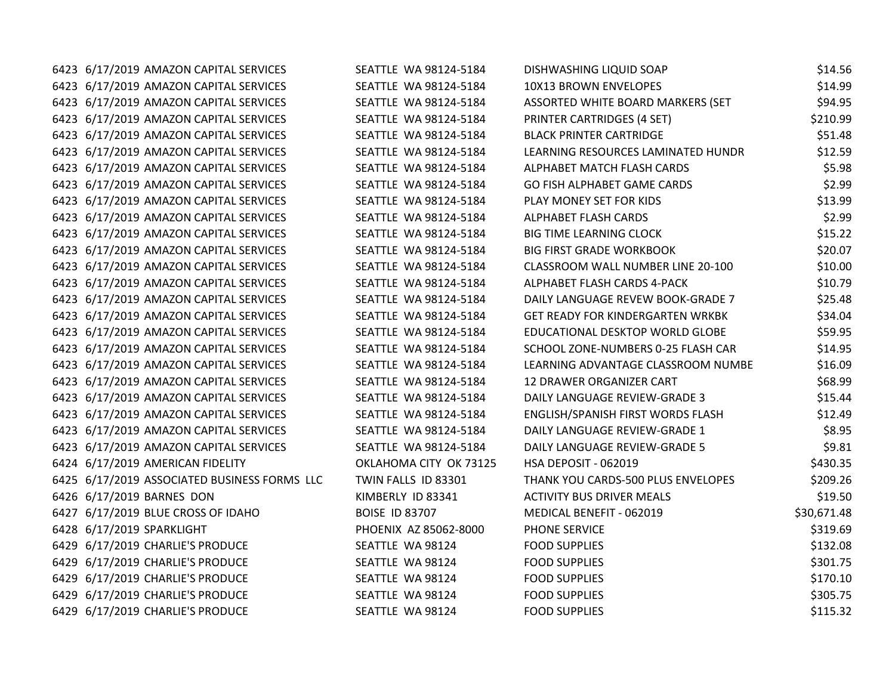| | | | | | |
|---|---|---|---|---|---|
| 6423 | 6/17/2019 | AMAZON CAPITAL SERVICES | SEATTLE WA 98124-5184 | DISHWASHING LIQUID SOAP | $14.56 |
| 6423 | 6/17/2019 | AMAZON CAPITAL SERVICES | SEATTLE WA 98124-5184 | 10X13 BROWN ENVELOPES | $14.99 |
| 6423 | 6/17/2019 | AMAZON CAPITAL SERVICES | SEATTLE WA 98124-5184 | ASSORTED WHITE BOARD MARKERS (SET | $94.95 |
| 6423 | 6/17/2019 | AMAZON CAPITAL SERVICES | SEATTLE WA 98124-5184 | PRINTER CARTRIDGES (4 SET) | $210.99 |
| 6423 | 6/17/2019 | AMAZON CAPITAL SERVICES | SEATTLE WA 98124-5184 | BLACK PRINTER CARTRIDGE | $51.48 |
| 6423 | 6/17/2019 | AMAZON CAPITAL SERVICES | SEATTLE WA 98124-5184 | LEARNING RESOURCES LAMINATED HUNDR | $12.59 |
| 6423 | 6/17/2019 | AMAZON CAPITAL SERVICES | SEATTLE WA 98124-5184 | ALPHABET MATCH FLASH CARDS | $5.98 |
| 6423 | 6/17/2019 | AMAZON CAPITAL SERVICES | SEATTLE WA 98124-5184 | GO FISH ALPHABET GAME CARDS | $2.99 |
| 6423 | 6/17/2019 | AMAZON CAPITAL SERVICES | SEATTLE WA 98124-5184 | PLAY MONEY SET FOR KIDS | $13.99 |
| 6423 | 6/17/2019 | AMAZON CAPITAL SERVICES | SEATTLE WA 98124-5184 | ALPHABET FLASH CARDS | $2.99 |
| 6423 | 6/17/2019 | AMAZON CAPITAL SERVICES | SEATTLE WA 98124-5184 | BIG TIME LEARNING CLOCK | $15.22 |
| 6423 | 6/17/2019 | AMAZON CAPITAL SERVICES | SEATTLE WA 98124-5184 | BIG FIRST GRADE WORKBOOK | $20.07 |
| 6423 | 6/17/2019 | AMAZON CAPITAL SERVICES | SEATTLE WA 98124-5184 | CLASSROOM WALL NUMBER LINE 20-100 | $10.00 |
| 6423 | 6/17/2019 | AMAZON CAPITAL SERVICES | SEATTLE WA 98124-5184 | ALPHABET FLASH CARDS 4-PACK | $10.79 |
| 6423 | 6/17/2019 | AMAZON CAPITAL SERVICES | SEATTLE WA 98124-5184 | DAILY LANGUAGE REVEW BOOK-GRADE 7 | $25.48 |
| 6423 | 6/17/2019 | AMAZON CAPITAL SERVICES | SEATTLE WA 98124-5184 | GET READY FOR KINDERGARTEN WRKBK | $34.04 |
| 6423 | 6/17/2019 | AMAZON CAPITAL SERVICES | SEATTLE WA 98124-5184 | EDUCATIONAL DESKTOP WORLD GLOBE | $59.95 |
| 6423 | 6/17/2019 | AMAZON CAPITAL SERVICES | SEATTLE WA 98124-5184 | SCHOOL ZONE-NUMBERS 0-25 FLASH CAR | $14.95 |
| 6423 | 6/17/2019 | AMAZON CAPITAL SERVICES | SEATTLE WA 98124-5184 | LEARNING ADVANTAGE CLASSROOM NUMBE | $16.09 |
| 6423 | 6/17/2019 | AMAZON CAPITAL SERVICES | SEATTLE WA 98124-5184 | 12 DRAWER ORGANIZER CART | $68.99 |
| 6423 | 6/17/2019 | AMAZON CAPITAL SERVICES | SEATTLE WA 98124-5184 | DAILY LANGUAGE REVIEW-GRADE 3 | $15.44 |
| 6423 | 6/17/2019 | AMAZON CAPITAL SERVICES | SEATTLE WA 98124-5184 | ENGLISH/SPANISH FIRST WORDS FLASH | $12.49 |
| 6423 | 6/17/2019 | AMAZON CAPITAL SERVICES | SEATTLE WA 98124-5184 | DAILY LANGUAGE REVIEW-GRADE 1 | $8.95 |
| 6423 | 6/17/2019 | AMAZON CAPITAL SERVICES | SEATTLE WA 98124-5184 | DAILY LANGUAGE REVIEW-GRADE 5 | $9.81 |
| 6424 | 6/17/2019 | AMERICAN FIDELITY | OKLAHOMA CITY OK 73125 | HSA DEPOSIT - 062019 | $430.35 |
| 6425 | 6/17/2019 | ASSOCIATED BUSINESS FORMS LLC | TWIN FALLS ID 83301 | THANK YOU CARDS-500 PLUS ENVELOPES | $209.26 |
| 6426 | 6/17/2019 | BARNES DON | KIMBERLY ID 83341 | ACTIVITY BUS DRIVER MEALS | $19.50 |
| 6427 | 6/17/2019 | BLUE CROSS OF IDAHO | BOISE ID 83707 | MEDICAL BENEFIT - 062019 | $30,671.48 |
| 6428 | 6/17/2019 | SPARKLIGHT | PHOENIX AZ 85062-8000 | PHONE SERVICE | $319.69 |
| 6429 | 6/17/2019 | CHARLIE'S PRODUCE | SEATTLE WA 98124 | FOOD SUPPLIES | $132.08 |
| 6429 | 6/17/2019 | CHARLIE'S PRODUCE | SEATTLE WA 98124 | FOOD SUPPLIES | $301.75 |
| 6429 | 6/17/2019 | CHARLIE'S PRODUCE | SEATTLE WA 98124 | FOOD SUPPLIES | $170.10 |
| 6429 | 6/17/2019 | CHARLIE'S PRODUCE | SEATTLE WA 98124 | FOOD SUPPLIES | $305.75 |
| 6429 | 6/17/2019 | CHARLIE'S PRODUCE | SEATTLE WA 98124 | FOOD SUPPLIES | $115.32 |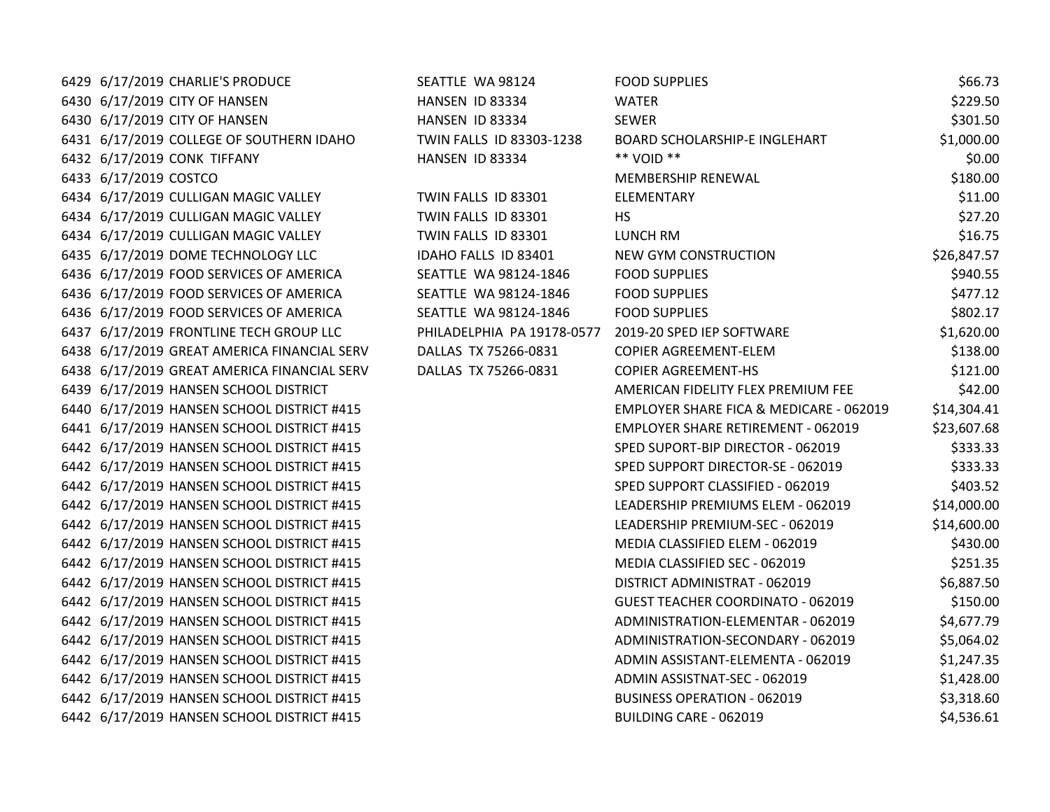| | | | | | |
|---|---|---|---|---|---|
| 6429 | 6/17/2019 | CHARLIE'S PRODUCE | SEATTLE WA 98124 | FOOD SUPPLIES | $66.73 |
| 6430 | 6/17/2019 | CITY OF HANSEN | HANSEN ID 83334 | WATER | $229.50 |
| 6430 | 6/17/2019 | CITY OF HANSEN | HANSEN ID 83334 | SEWER | $301.50 |
| 6431 | 6/17/2019 | COLLEGE OF SOUTHERN IDAHO | TWIN FALLS ID 83303-1238 | BOARD SCHOLARSHIP-E INGLEHART | $1,000.00 |
| 6432 | 6/17/2019 | CONK TIFFANY | HANSEN ID 83334 | ** VOID ** | $0.00 |
| 6433 | 6/17/2019 | COSTCO | | MEMBERSHIP RENEWAL | $180.00 |
| 6434 | 6/17/2019 | CULLIGAN MAGIC VALLEY | TWIN FALLS ID 83301 | ELEMENTARY | $11.00 |
| 6434 | 6/17/2019 | CULLIGAN MAGIC VALLEY | TWIN FALLS ID 83301 | HS | $27.20 |
| 6434 | 6/17/2019 | CULLIGAN MAGIC VALLEY | TWIN FALLS ID 83301 | LUNCH RM | $16.75 |
| 6435 | 6/17/2019 | DOME TECHNOLOGY LLC | IDAHO FALLS ID 83401 | NEW GYM CONSTRUCTION | $26,847.57 |
| 6436 | 6/17/2019 | FOOD SERVICES OF AMERICA | SEATTLE WA 98124-1846 | FOOD SUPPLIES | $940.55 |
| 6436 | 6/17/2019 | FOOD SERVICES OF AMERICA | SEATTLE WA 98124-1846 | FOOD SUPPLIES | $477.12 |
| 6436 | 6/17/2019 | FOOD SERVICES OF AMERICA | SEATTLE WA 98124-1846 | FOOD SUPPLIES | $802.17 |
| 6437 | 6/17/2019 | FRONTLINE TECH GROUP LLC | PHILADELPHIA PA 19178-0577 | 2019-20 SPED IEP SOFTWARE | $1,620.00 |
| 6438 | 6/17/2019 | GREAT AMERICA FINANCIAL SERV | DALLAS TX 75266-0831 | COPIER AGREEMENT-ELEM | $138.00 |
| 6438 | 6/17/2019 | GREAT AMERICA FINANCIAL SERV | DALLAS TX 75266-0831 | COPIER AGREEMENT-HS | $121.00 |
| 6439 | 6/17/2019 | HANSEN SCHOOL DISTRICT | | AMERICAN FIDELITY FLEX PREMIUM FEE | $42.00 |
| 6440 | 6/17/2019 | HANSEN SCHOOL DISTRICT #415 | | EMPLOYER SHARE FICA & MEDICARE - 062019 | $14,304.41 |
| 6441 | 6/17/2019 | HANSEN SCHOOL DISTRICT #415 | | EMPLOYER SHARE RETIREMENT - 062019 | $23,607.68 |
| 6442 | 6/17/2019 | HANSEN SCHOOL DISTRICT #415 | | SPED SUPORT-BIP DIRECTOR - 062019 | $333.33 |
| 6442 | 6/17/2019 | HANSEN SCHOOL DISTRICT #415 | | SPED SUPPORT DIRECTOR-SE - 062019 | $333.33 |
| 6442 | 6/17/2019 | HANSEN SCHOOL DISTRICT #415 | | SPED SUPPORT CLASSIFIED - 062019 | $403.52 |
| 6442 | 6/17/2019 | HANSEN SCHOOL DISTRICT #415 | | LEADERSHIP PREMIUMS ELEM - 062019 | $14,000.00 |
| 6442 | 6/17/2019 | HANSEN SCHOOL DISTRICT #415 | | LEADERSHIP PREMIUM-SEC - 062019 | $14,600.00 |
| 6442 | 6/17/2019 | HANSEN SCHOOL DISTRICT #415 | | MEDIA CLASSIFIED ELEM - 062019 | $430.00 |
| 6442 | 6/17/2019 | HANSEN SCHOOL DISTRICT #415 | | MEDIA CLASSIFIED SEC - 062019 | $251.35 |
| 6442 | 6/17/2019 | HANSEN SCHOOL DISTRICT #415 | | DISTRICT ADMINISTRAT - 062019 | $6,887.50 |
| 6442 | 6/17/2019 | HANSEN SCHOOL DISTRICT #415 | | GUEST TEACHER COORDINATO - 062019 | $150.00 |
| 6442 | 6/17/2019 | HANSEN SCHOOL DISTRICT #415 | | ADMINISTRATION-ELEMENTAR - 062019 | $4,677.79 |
| 6442 | 6/17/2019 | HANSEN SCHOOL DISTRICT #415 | | ADMINISTRATION-SECONDARY - 062019 | $5,064.02 |
| 6442 | 6/17/2019 | HANSEN SCHOOL DISTRICT #415 | | ADMIN ASSISTANT-ELEMENTA - 062019 | $1,247.35 |
| 6442 | 6/17/2019 | HANSEN SCHOOL DISTRICT #415 | | ADMIN ASSISTNAT-SEC - 062019 | $1,428.00 |
| 6442 | 6/17/2019 | HANSEN SCHOOL DISTRICT #415 | | BUSINESS OPERATION - 062019 | $3,318.60 |
| 6442 | 6/17/2019 | HANSEN SCHOOL DISTRICT #415 | | BUILDING CARE - 062019 | $4,536.61 |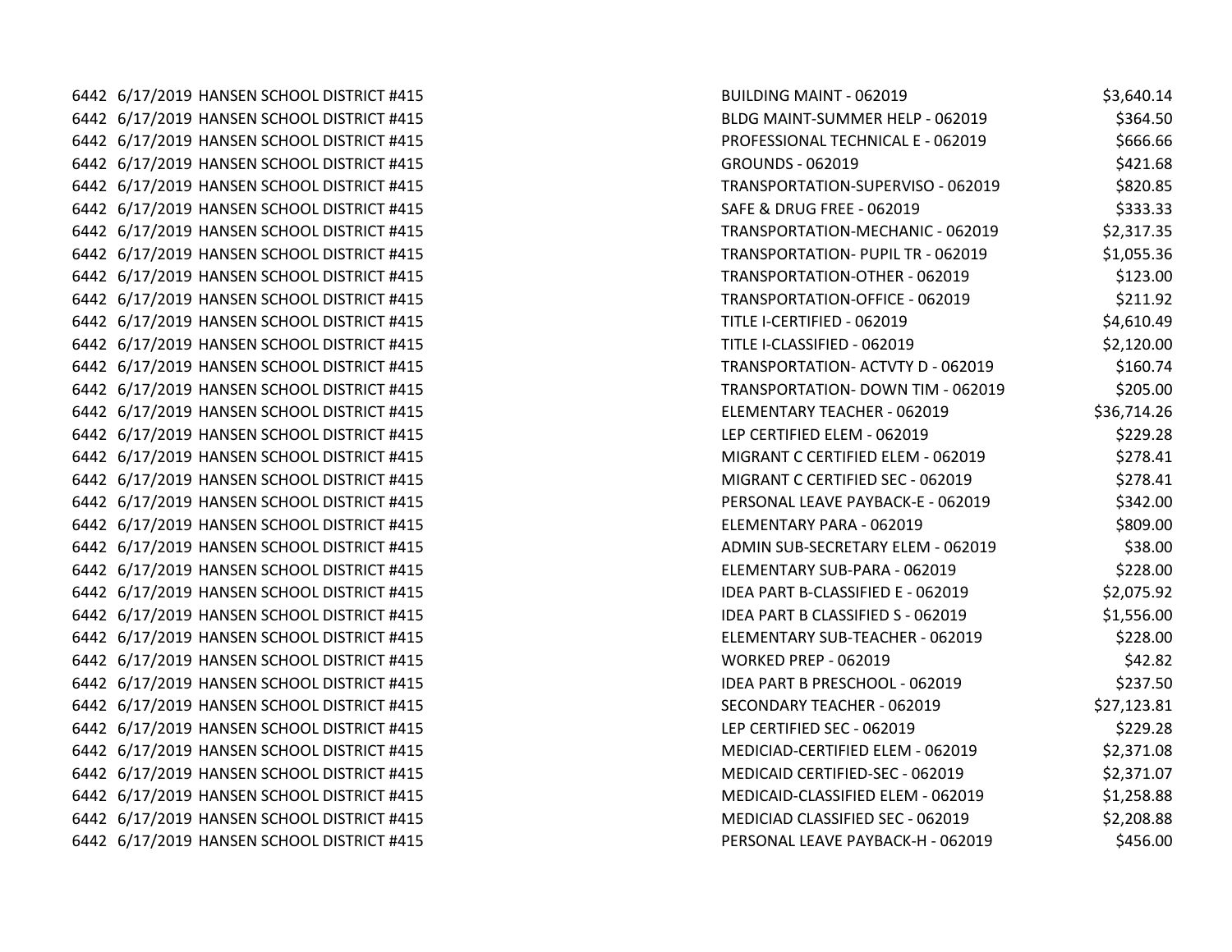| | | | | |
|---|---|---|---|---|
| 6442 | 6/17/2019 | HANSEN SCHOOL DISTRICT #415 | BUILDING MAINT - 062019 | $3,640.14 |
| 6442 | 6/17/2019 | HANSEN SCHOOL DISTRICT #415 | BLDG MAINT-SUMMER HELP - 062019 | $364.50 |
| 6442 | 6/17/2019 | HANSEN SCHOOL DISTRICT #415 | PROFESSIONAL TECHNICAL E - 062019 | $666.66 |
| 6442 | 6/17/2019 | HANSEN SCHOOL DISTRICT #415 | GROUNDS - 062019 | $421.68 |
| 6442 | 6/17/2019 | HANSEN SCHOOL DISTRICT #415 | TRANSPORTATION-SUPERVISO - 062019 | $820.85 |
| 6442 | 6/17/2019 | HANSEN SCHOOL DISTRICT #415 | SAFE & DRUG FREE - 062019 | $333.33 |
| 6442 | 6/17/2019 | HANSEN SCHOOL DISTRICT #415 | TRANSPORTATION-MECHANIC - 062019 | $2,317.35 |
| 6442 | 6/17/2019 | HANSEN SCHOOL DISTRICT #415 | TRANSPORTATION- PUPIL TR - 062019 | $1,055.36 |
| 6442 | 6/17/2019 | HANSEN SCHOOL DISTRICT #415 | TRANSPORTATION-OTHER - 062019 | $123.00 |
| 6442 | 6/17/2019 | HANSEN SCHOOL DISTRICT #415 | TRANSPORTATION-OFFICE - 062019 | $211.92 |
| 6442 | 6/17/2019 | HANSEN SCHOOL DISTRICT #415 | TITLE I-CERTIFIED - 062019 | $4,610.49 |
| 6442 | 6/17/2019 | HANSEN SCHOOL DISTRICT #415 | TITLE I-CLASSIFIED - 062019 | $2,120.00 |
| 6442 | 6/17/2019 | HANSEN SCHOOL DISTRICT #415 | TRANSPORTATION- ACTVTY D - 062019 | $160.74 |
| 6442 | 6/17/2019 | HANSEN SCHOOL DISTRICT #415 | TRANSPORTATION- DOWN TIM - 062019 | $205.00 |
| 6442 | 6/17/2019 | HANSEN SCHOOL DISTRICT #415 | ELEMENTARY TEACHER - 062019 | $36,714.26 |
| 6442 | 6/17/2019 | HANSEN SCHOOL DISTRICT #415 | LEP CERTIFIED ELEM - 062019 | $229.28 |
| 6442 | 6/17/2019 | HANSEN SCHOOL DISTRICT #415 | MIGRANT C CERTIFIED ELEM - 062019 | $278.41 |
| 6442 | 6/17/2019 | HANSEN SCHOOL DISTRICT #415 | MIGRANT C CERTIFIED SEC - 062019 | $278.41 |
| 6442 | 6/17/2019 | HANSEN SCHOOL DISTRICT #415 | PERSONAL LEAVE PAYBACK-E - 062019 | $342.00 |
| 6442 | 6/17/2019 | HANSEN SCHOOL DISTRICT #415 | ELEMENTARY PARA - 062019 | $809.00 |
| 6442 | 6/17/2019 | HANSEN SCHOOL DISTRICT #415 | ADMIN SUB-SECRETARY ELEM - 062019 | $38.00 |
| 6442 | 6/17/2019 | HANSEN SCHOOL DISTRICT #415 | ELEMENTARY SUB-PARA - 062019 | $228.00 |
| 6442 | 6/17/2019 | HANSEN SCHOOL DISTRICT #415 | IDEA PART B-CLASSIFIED E - 062019 | $2,075.92 |
| 6442 | 6/17/2019 | HANSEN SCHOOL DISTRICT #415 | IDEA PART B CLASSIFIED S - 062019 | $1,556.00 |
| 6442 | 6/17/2019 | HANSEN SCHOOL DISTRICT #415 | ELEMENTARY SUB-TEACHER - 062019 | $228.00 |
| 6442 | 6/17/2019 | HANSEN SCHOOL DISTRICT #415 | WORKED PREP - 062019 | $42.82 |
| 6442 | 6/17/2019 | HANSEN SCHOOL DISTRICT #415 | IDEA PART B PRESCHOOL - 062019 | $237.50 |
| 6442 | 6/17/2019 | HANSEN SCHOOL DISTRICT #415 | SECONDARY TEACHER - 062019 | $27,123.81 |
| 6442 | 6/17/2019 | HANSEN SCHOOL DISTRICT #415 | LEP CERTIFIED SEC - 062019 | $229.28 |
| 6442 | 6/17/2019 | HANSEN SCHOOL DISTRICT #415 | MEDICIAD-CERTIFIED ELEM - 062019 | $2,371.08 |
| 6442 | 6/17/2019 | HANSEN SCHOOL DISTRICT #415 | MEDICAID CERTIFIED-SEC - 062019 | $2,371.07 |
| 6442 | 6/17/2019 | HANSEN SCHOOL DISTRICT #415 | MEDICAID-CLASSIFIED ELEM - 062019 | $1,258.88 |
| 6442 | 6/17/2019 | HANSEN SCHOOL DISTRICT #415 | MEDICIAD CLASSIFIED SEC - 062019 | $2,208.88 |
| 6442 | 6/17/2019 | HANSEN SCHOOL DISTRICT #415 | PERSONAL LEAVE PAYBACK-H - 062019 | $456.00 |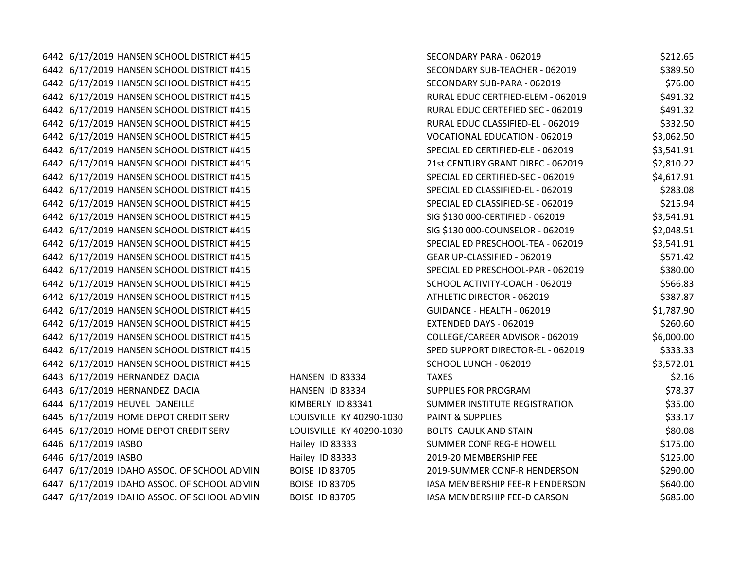| | | | | | |
|---|---|---|---|---|---|
| 6442 | 6/17/2019 | HANSEN SCHOOL DISTRICT #415 | | SECONDARY PARA - 062019 | $212.65 |
| 6442 | 6/17/2019 | HANSEN SCHOOL DISTRICT #415 | | SECONDARY SUB-TEACHER - 062019 | $389.50 |
| 6442 | 6/17/2019 | HANSEN SCHOOL DISTRICT #415 | | SECONDARY SUB-PARA - 062019 | $76.00 |
| 6442 | 6/17/2019 | HANSEN SCHOOL DISTRICT #415 | | RURAL EDUC CERTFIED-ELEM - 062019 | $491.32 |
| 6442 | 6/17/2019 | HANSEN SCHOOL DISTRICT #415 | | RURAL EDUC CERTEFIED SEC - 062019 | $491.32 |
| 6442 | 6/17/2019 | HANSEN SCHOOL DISTRICT #415 | | RURAL EDUC CLASSIFIED-EL - 062019 | $332.50 |
| 6442 | 6/17/2019 | HANSEN SCHOOL DISTRICT #415 | | VOCATIONAL EDUCATION - 062019 | $3,062.50 |
| 6442 | 6/17/2019 | HANSEN SCHOOL DISTRICT #415 | | SPECIAL ED CERTIFIED-ELE - 062019 | $3,541.91 |
| 6442 | 6/17/2019 | HANSEN SCHOOL DISTRICT #415 | | 21st CENTURY GRANT DIREC - 062019 | $2,810.22 |
| 6442 | 6/17/2019 | HANSEN SCHOOL DISTRICT #415 | | SPECIAL ED CERTIFIED-SEC - 062019 | $4,617.91 |
| 6442 | 6/17/2019 | HANSEN SCHOOL DISTRICT #415 | | SPECIAL ED CLASSIFIED-EL - 062019 | $283.08 |
| 6442 | 6/17/2019 | HANSEN SCHOOL DISTRICT #415 | | SPECIAL ED CLASSIFIED-SE - 062019 | $215.94 |
| 6442 | 6/17/2019 | HANSEN SCHOOL DISTRICT #415 | | SIG $130 000-CERTIFIED - 062019 | $3,541.91 |
| 6442 | 6/17/2019 | HANSEN SCHOOL DISTRICT #415 | | SIG $130 000-COUNSELOR - 062019 | $2,048.51 |
| 6442 | 6/17/2019 | HANSEN SCHOOL DISTRICT #415 | | SPECIAL ED PRESCHOOL-TEA - 062019 | $3,541.91 |
| 6442 | 6/17/2019 | HANSEN SCHOOL DISTRICT #415 | | GEAR UP-CLASSIFIED - 062019 | $571.42 |
| 6442 | 6/17/2019 | HANSEN SCHOOL DISTRICT #415 | | SPECIAL ED PRESCHOOL-PAR - 062019 | $380.00 |
| 6442 | 6/17/2019 | HANSEN SCHOOL DISTRICT #415 | | SCHOOL ACTIVITY-COACH - 062019 | $566.83 |
| 6442 | 6/17/2019 | HANSEN SCHOOL DISTRICT #415 | | ATHLETIC DIRECTOR - 062019 | $387.87 |
| 6442 | 6/17/2019 | HANSEN SCHOOL DISTRICT #415 | | GUIDANCE - HEALTH - 062019 | $1,787.90 |
| 6442 | 6/17/2019 | HANSEN SCHOOL DISTRICT #415 | | EXTENDED DAYS - 062019 | $260.60 |
| 6442 | 6/17/2019 | HANSEN SCHOOL DISTRICT #415 | | COLLEGE/CAREER ADVISOR - 062019 | $6,000.00 |
| 6442 | 6/17/2019 | HANSEN SCHOOL DISTRICT #415 | | SPED SUPPORT DIRECTOR-EL - 062019 | $333.33 |
| 6442 | 6/17/2019 | HANSEN SCHOOL DISTRICT #415 | | SCHOOL LUNCH - 062019 | $3,572.01 |
| 6443 | 6/17/2019 | HERNANDEZ DACIA | HANSEN ID 83334 | TAXES | $2.16 |
| 6443 | 6/17/2019 | HERNANDEZ DACIA | HANSEN ID 83334 | SUPPLIES FOR PROGRAM | $78.37 |
| 6444 | 6/17/2019 | HEUVEL DANEILLE | KIMBERLY ID 83341 | SUMMER INSTITUTE REGISTRATION | $35.00 |
| 6445 | 6/17/2019 | HOME DEPOT CREDIT SERV | LOUISVILLE KY 40290-1030 | PAINT & SUPPLIES | $33.17 |
| 6445 | 6/17/2019 | HOME DEPOT CREDIT SERV | LOUISVILLE KY 40290-1030 | BOLTS CAULK AND STAIN | $80.08 |
| 6446 | 6/17/2019 | IASBO | Hailey ID 83333 | SUMMER CONF REG-E HOWELL | $175.00 |
| 6446 | 6/17/2019 | IASBO | Hailey ID 83333 | 2019-20 MEMBERSHIP FEE | $125.00 |
| 6447 | 6/17/2019 | IDAHO ASSOC. OF SCHOOL ADMIN | BOISE ID 83705 | 2019-SUMMER CONF-R HENDERSON | $290.00 |
| 6447 | 6/17/2019 | IDAHO ASSOC. OF SCHOOL ADMIN | BOISE ID 83705 | IASA MEMBERSHIP FEE-R HENDERSON | $640.00 |
| 6447 | 6/17/2019 | IDAHO ASSOC. OF SCHOOL ADMIN | BOISE ID 83705 | IASA MEMBERSHIP FEE-D CARSON | $685.00 |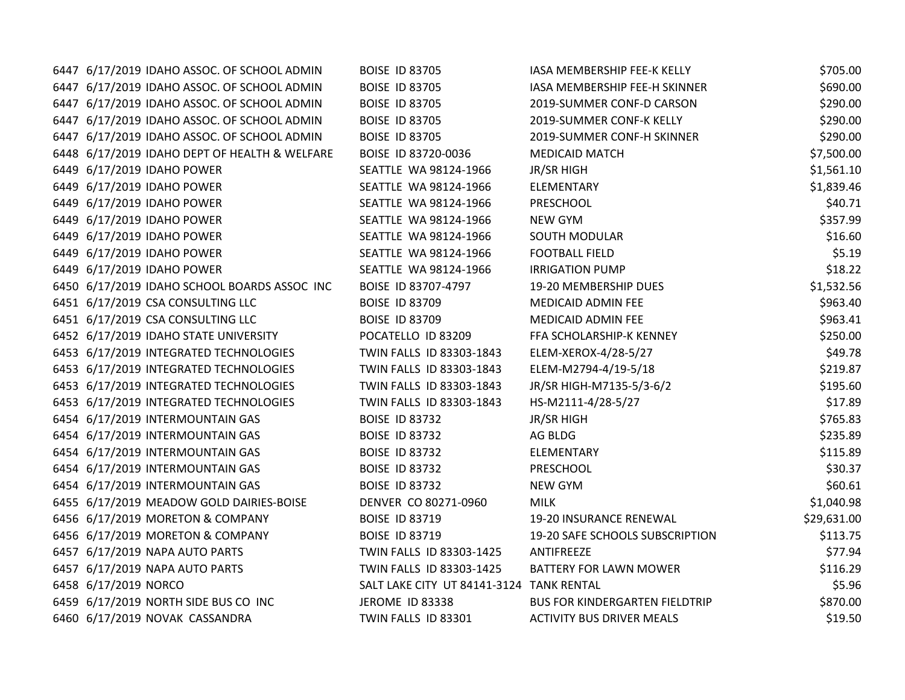| | | | | | |
|---|---|---|---|---|---|
| 6447 | 6/17/2019 | IDAHO ASSOC. OF SCHOOL ADMIN | BOISE ID 83705 | IASA MEMBERSHIP FEE-K KELLY | $705.00 |
| 6447 | 6/17/2019 | IDAHO ASSOC. OF SCHOOL ADMIN | BOISE ID 83705 | IASA MEMBERSHIP FEE-H SKINNER | $690.00 |
| 6447 | 6/17/2019 | IDAHO ASSOC. OF SCHOOL ADMIN | BOISE ID 83705 | 2019-SUMMER CONF-D CARSON | $290.00 |
| 6447 | 6/17/2019 | IDAHO ASSOC. OF SCHOOL ADMIN | BOISE ID 83705 | 2019-SUMMER CONF-K KELLY | $290.00 |
| 6447 | 6/17/2019 | IDAHO ASSOC. OF SCHOOL ADMIN | BOISE ID 83705 | 2019-SUMMER CONF-H SKINNER | $290.00 |
| 6448 | 6/17/2019 | IDAHO DEPT OF HEALTH & WELFARE | BOISE ID 83720-0036 | MEDICAID MATCH | $7,500.00 |
| 6449 | 6/17/2019 | IDAHO POWER | SEATTLE WA 98124-1966 | JR/SR HIGH | $1,561.10 |
| 6449 | 6/17/2019 | IDAHO POWER | SEATTLE WA 98124-1966 | ELEMENTARY | $1,839.46 |
| 6449 | 6/17/2019 | IDAHO POWER | SEATTLE WA 98124-1966 | PRESCHOOL | $40.71 |
| 6449 | 6/17/2019 | IDAHO POWER | SEATTLE WA 98124-1966 | NEW GYM | $357.99 |
| 6449 | 6/17/2019 | IDAHO POWER | SEATTLE WA 98124-1966 | SOUTH MODULAR | $16.60 |
| 6449 | 6/17/2019 | IDAHO POWER | SEATTLE WA 98124-1966 | FOOTBALL FIELD | $5.19 |
| 6449 | 6/17/2019 | IDAHO POWER | SEATTLE WA 98124-1966 | IRRIGATION PUMP | $18.22 |
| 6450 | 6/17/2019 | IDAHO SCHOOL BOARDS ASSOC INC | BOISE ID 83707-4797 | 19-20 MEMBERSHIP DUES | $1,532.56 |
| 6451 | 6/17/2019 | CSA CONSULTING LLC | BOISE ID 83709 | MEDICAID ADMIN FEE | $963.40 |
| 6451 | 6/17/2019 | CSA CONSULTING LLC | BOISE ID 83709 | MEDICAID ADMIN FEE | $963.41 |
| 6452 | 6/17/2019 | IDAHO STATE UNIVERSITY | POCATELLO ID 83209 | FFA SCHOLARSHIP-K KENNEY | $250.00 |
| 6453 | 6/17/2019 | INTEGRATED TECHNOLOGIES | TWIN FALLS ID 83303-1843 | ELEM-XEROX-4/28-5/27 | $49.78 |
| 6453 | 6/17/2019 | INTEGRATED TECHNOLOGIES | TWIN FALLS ID 83303-1843 | ELEM-M2794-4/19-5/18 | $219.87 |
| 6453 | 6/17/2019 | INTEGRATED TECHNOLOGIES | TWIN FALLS ID 83303-1843 | JR/SR HIGH-M7135-5/3-6/2 | $195.60 |
| 6453 | 6/17/2019 | INTEGRATED TECHNOLOGIES | TWIN FALLS ID 83303-1843 | HS-M2111-4/28-5/27 | $17.89 |
| 6454 | 6/17/2019 | INTERMOUNTAIN GAS | BOISE ID 83732 | JR/SR HIGH | $765.83 |
| 6454 | 6/17/2019 | INTERMOUNTAIN GAS | BOISE ID 83732 | AG BLDG | $235.89 |
| 6454 | 6/17/2019 | INTERMOUNTAIN GAS | BOISE ID 83732 | ELEMENTARY | $115.89 |
| 6454 | 6/17/2019 | INTERMOUNTAIN GAS | BOISE ID 83732 | PRESCHOOL | $30.37 |
| 6454 | 6/17/2019 | INTERMOUNTAIN GAS | BOISE ID 83732 | NEW GYM | $60.61 |
| 6455 | 6/17/2019 | MEADOW GOLD DAIRIES-BOISE | DENVER CO 80271-0960 | MILK | $1,040.98 |
| 6456 | 6/17/2019 | MORETON & COMPANY | BOISE ID 83719 | 19-20 INSURANCE RENEWAL | $29,631.00 |
| 6456 | 6/17/2019 | MORETON & COMPANY | BOISE ID 83719 | 19-20 SAFE SCHOOLS SUBSCRIPTION | $113.75 |
| 6457 | 6/17/2019 | NAPA AUTO PARTS | TWIN FALLS ID 83303-1425 | ANTIFREEZE | $77.94 |
| 6457 | 6/17/2019 | NAPA AUTO PARTS | TWIN FALLS ID 83303-1425 | BATTERY FOR LAWN MOWER | $116.29 |
| 6458 | 6/17/2019 | NORCO | SALT LAKE CITY UT 84141-3124 | TANK RENTAL | $5.96 |
| 6459 | 6/17/2019 | NORTH SIDE BUS CO INC | JEROME ID 83338 | BUS FOR KINDERGARTEN FIELDTRIP | $870.00 |
| 6460 | 6/17/2019 | NOVAK CASSANDRA | TWIN FALLS ID 83301 | ACTIVITY BUS DRIVER MEALS | $19.50 |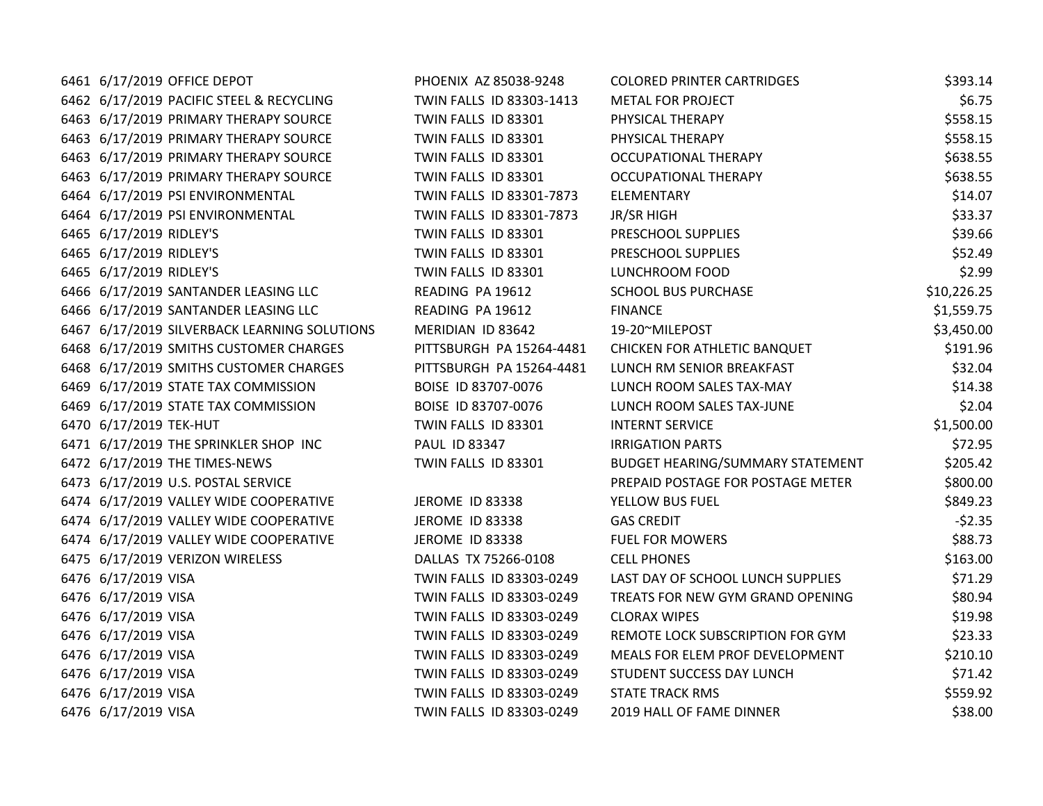| | | | | | |
|---|---|---|---|---|---|
| 6461 | 6/17/2019 | OFFICE DEPOT | PHOENIX AZ 85038-9248 | COLORED PRINTER CARTRIDGES | $393.14 |
| 6462 | 6/17/2019 | PACIFIC STEEL & RECYCLING | TWIN FALLS ID 83303-1413 | METAL FOR PROJECT | $6.75 |
| 6463 | 6/17/2019 | PRIMARY THERAPY SOURCE | TWIN FALLS ID 83301 | PHYSICAL THERAPY | $558.15 |
| 6463 | 6/17/2019 | PRIMARY THERAPY SOURCE | TWIN FALLS ID 83301 | PHYSICAL THERAPY | $558.15 |
| 6463 | 6/17/2019 | PRIMARY THERAPY SOURCE | TWIN FALLS ID 83301 | OCCUPATIONAL THERAPY | $638.55 |
| 6463 | 6/17/2019 | PRIMARY THERAPY SOURCE | TWIN FALLS ID 83301 | OCCUPATIONAL THERAPY | $638.55 |
| 6464 | 6/17/2019 | PSI ENVIRONMENTAL | TWIN FALLS ID 83301-7873 | ELEMENTARY | $14.07 |
| 6464 | 6/17/2019 | PSI ENVIRONMENTAL | TWIN FALLS ID 83301-7873 | JR/SR HIGH | $33.37 |
| 6465 | 6/17/2019 | RIDLEY'S | TWIN FALLS ID 83301 | PRESCHOOL SUPPLIES | $39.66 |
| 6465 | 6/17/2019 | RIDLEY'S | TWIN FALLS ID 83301 | PRESCHOOL SUPPLIES | $52.49 |
| 6465 | 6/17/2019 | RIDLEY'S | TWIN FALLS ID 83301 | LUNCHROOM FOOD | $2.99 |
| 6466 | 6/17/2019 | SANTANDER LEASING LLC | READING PA 19612 | SCHOOL BUS PURCHASE | $10,226.25 |
| 6466 | 6/17/2019 | SANTANDER LEASING LLC | READING PA 19612 | FINANCE | $1,559.75 |
| 6467 | 6/17/2019 | SILVERBACK LEARNING SOLUTIONS | MERIDIAN ID 83642 | 19-20~MILEPOST | $3,450.00 |
| 6468 | 6/17/2019 | SMITHS CUSTOMER CHARGES | PITTSBURGH PA 15264-4481 | CHICKEN FOR ATHLETIC BANQUET | $191.96 |
| 6468 | 6/17/2019 | SMITHS CUSTOMER CHARGES | PITTSBURGH PA 15264-4481 | LUNCH RM SENIOR BREAKFAST | $32.04 |
| 6469 | 6/17/2019 | STATE TAX COMMISSION | BOISE ID 83707-0076 | LUNCH ROOM SALES TAX-MAY | $14.38 |
| 6469 | 6/17/2019 | STATE TAX COMMISSION | BOISE ID 83707-0076 | LUNCH ROOM SALES TAX-JUNE | $2.04 |
| 6470 | 6/17/2019 | TEK-HUT | TWIN FALLS ID 83301 | INTERNT SERVICE | $1,500.00 |
| 6471 | 6/17/2019 | THE SPRINKLER SHOP INC | PAUL ID 83347 | IRRIGATION PARTS | $72.95 |
| 6472 | 6/17/2019 | THE TIMES-NEWS | TWIN FALLS ID 83301 | BUDGET HEARING/SUMMARY STATEMENT | $205.42 |
| 6473 | 6/17/2019 | U.S. POSTAL SERVICE | | PREPAID POSTAGE FOR POSTAGE METER | $800.00 |
| 6474 | 6/17/2019 | VALLEY WIDE COOPERATIVE | JEROME ID 83338 | YELLOW BUS FUEL | $849.23 |
| 6474 | 6/17/2019 | VALLEY WIDE COOPERATIVE | JEROME ID 83338 | GAS CREDIT | -$2.35 |
| 6474 | 6/17/2019 | VALLEY WIDE COOPERATIVE | JEROME ID 83338 | FUEL FOR MOWERS | $88.73 |
| 6475 | 6/17/2019 | VERIZON WIRELESS | DALLAS TX 75266-0108 | CELL PHONES | $163.00 |
| 6476 | 6/17/2019 | VISA | TWIN FALLS ID 83303-0249 | LAST DAY OF SCHOOL LUNCH SUPPLIES | $71.29 |
| 6476 | 6/17/2019 | VISA | TWIN FALLS ID 83303-0249 | TREATS FOR NEW GYM GRAND OPENING | $80.94 |
| 6476 | 6/17/2019 | VISA | TWIN FALLS ID 83303-0249 | CLORAX WIPES | $19.98 |
| 6476 | 6/17/2019 | VISA | TWIN FALLS ID 83303-0249 | REMOTE LOCK SUBSCRIPTION FOR GYM | $23.33 |
| 6476 | 6/17/2019 | VISA | TWIN FALLS ID 83303-0249 | MEALS FOR ELEM PROF DEVELOPMENT | $210.10 |
| 6476 | 6/17/2019 | VISA | TWIN FALLS ID 83303-0249 | STUDENT SUCCESS DAY LUNCH | $71.42 |
| 6476 | 6/17/2019 | VISA | TWIN FALLS ID 83303-0249 | STATE TRACK RMS | $559.92 |
| 6476 | 6/17/2019 | VISA | TWIN FALLS ID 83303-0249 | 2019 HALL OF FAME DINNER | $38.00 |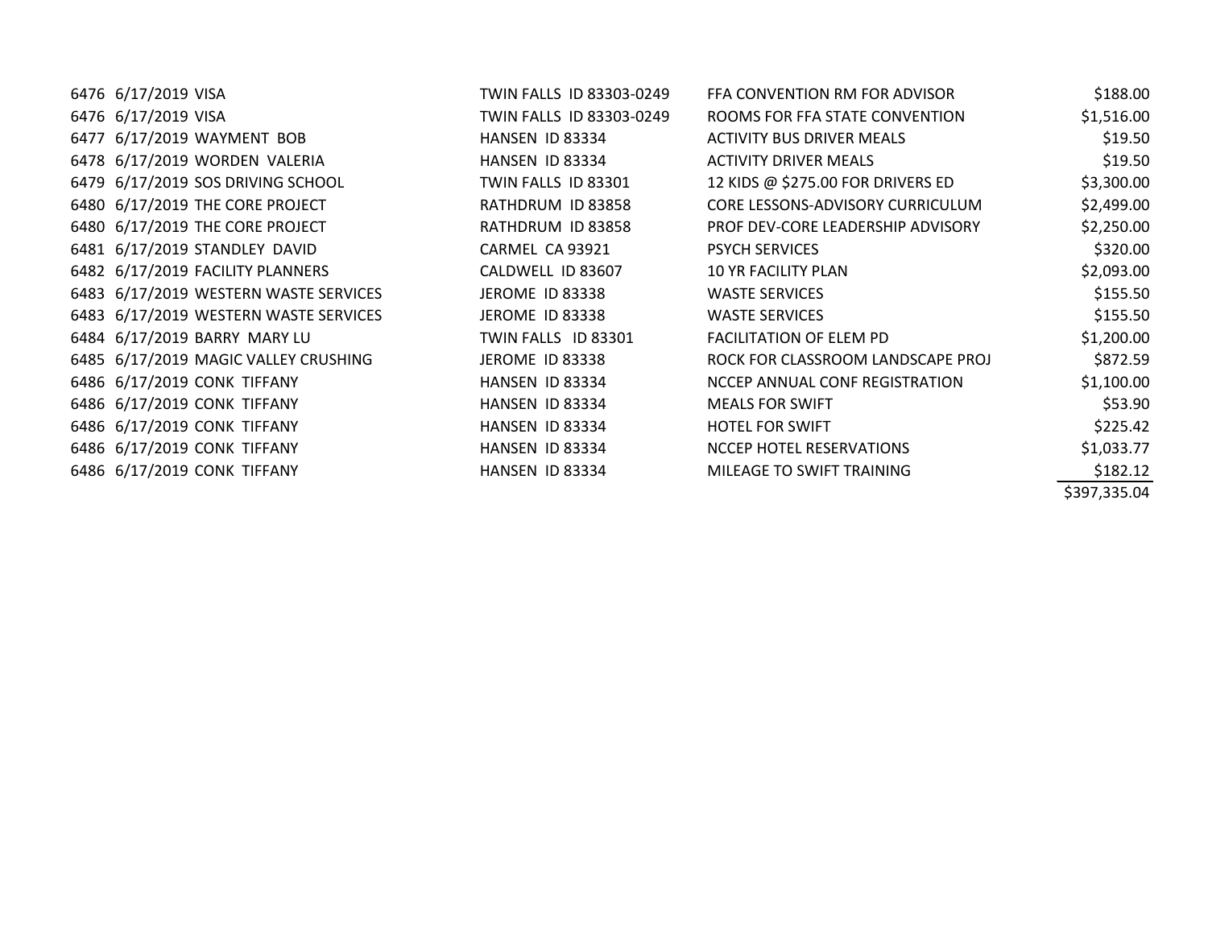| | | | | | |
|---|---|---|---|---|---|
| 6476 | 6/17/2019 | VISA | TWIN FALLS ID 83303-0249 | FFA CONVENTION RM FOR ADVISOR | $188.00 |
| 6476 | 6/17/2019 | VISA | TWIN FALLS ID 83303-0249 | ROOMS FOR FFA STATE CONVENTION | $1,516.00 |
| 6477 | 6/17/2019 | WAYMENT BOB | HANSEN ID 83334 | ACTIVITY BUS DRIVER MEALS | $19.50 |
| 6478 | 6/17/2019 | WORDEN VALERIA | HANSEN ID 83334 | ACTIVITY DRIVER MEALS | $19.50 |
| 6479 | 6/17/2019 | SOS DRIVING SCHOOL | TWIN FALLS ID 83301 | 12 KIDS @ $275.00 FOR DRIVERS ED | $3,300.00 |
| 6480 | 6/17/2019 | THE CORE PROJECT | RATHDRUM ID 83858 | CORE LESSONS-ADVISORY CURRICULUM | $2,499.00 |
| 6480 | 6/17/2019 | THE CORE PROJECT | RATHDRUM ID 83858 | PROF DEV-CORE LEADERSHIP ADVISORY | $2,250.00 |
| 6481 | 6/17/2019 | STANDLEY DAVID | CARMEL CA 93921 | PSYCH SERVICES | $320.00 |
| 6482 | 6/17/2019 | FACILITY PLANNERS | CALDWELL ID 83607 | 10 YR FACILITY PLAN | $2,093.00 |
| 6483 | 6/17/2019 | WESTERN WASTE SERVICES | JEROME ID 83338 | WASTE SERVICES | $155.50 |
| 6483 | 6/17/2019 | WESTERN WASTE SERVICES | JEROME ID 83338 | WASTE SERVICES | $155.50 |
| 6484 | 6/17/2019 | BARRY MARY LU | TWIN FALLS ID 83301 | FACILITATION OF ELEM PD | $1,200.00 |
| 6485 | 6/17/2019 | MAGIC VALLEY CRUSHING | JEROME ID 83338 | ROCK FOR CLASSROOM LANDSCAPE PROJ | $872.59 |
| 6486 | 6/17/2019 | CONK TIFFANY | HANSEN ID 83334 | NCCEP ANNUAL CONF REGISTRATION | $1,100.00 |
| 6486 | 6/17/2019 | CONK TIFFANY | HANSEN ID 83334 | MEALS FOR SWIFT | $53.90 |
| 6486 | 6/17/2019 | CONK TIFFANY | HANSEN ID 83334 | HOTEL FOR SWIFT | $225.42 |
| 6486 | 6/17/2019 | CONK TIFFANY | HANSEN ID 83334 | NCCEP HOTEL RESERVATIONS | $1,033.77 |
| 6486 | 6/17/2019 | CONK TIFFANY | HANSEN ID 83334 | MILEAGE TO SWIFT TRAINING | $182.12 |
| | | | | | $397,335.04 |